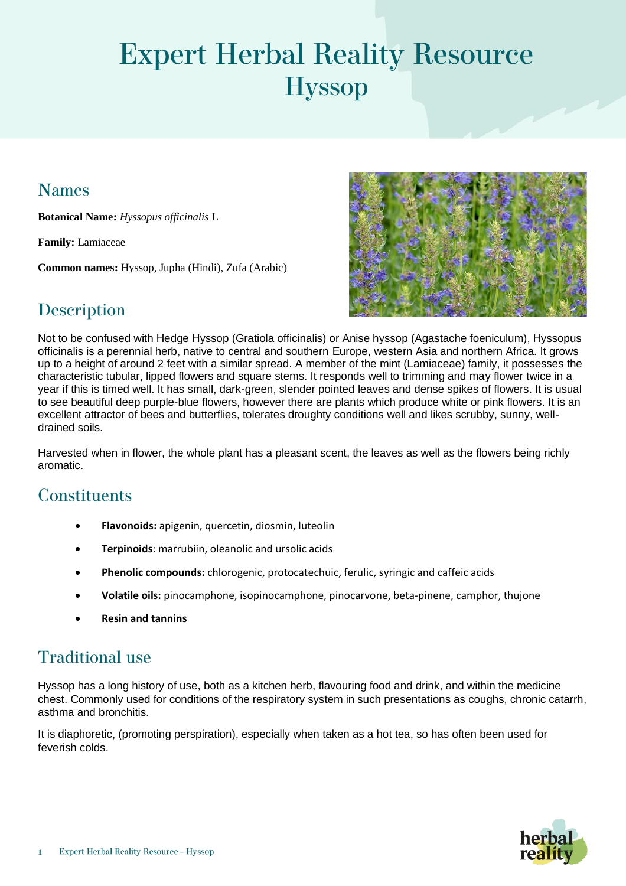# Expert Herbal Reality Resource
## Hyssop

## Names

**Botanical Name:** *Hyssopus officinalis* L

**Family:** Lamiaceae

**Common names:** Hyssop, Jupha (Hindi), Zufa (Arabic)

## Description

Not to be confused with Hedge Hyssop (Gratiola officinalis) or Anise hyssop (Agastache foeniculum), Hyssopus officinalis is a perennial herb, native to central and southern Europe, western Asia and northern Africa. It grows up to a height of around 2 feet with a similar spread. A member of the mint (Lamiaceae) family, it possesses the characteristic tubular, lipped flowers and square stems. It responds well to trimming and may flower twice in a year if this is timed well. It has small, dark-green, slender pointed leaves and dense spikes of flowers. It is usual to see beautiful deep purple-blue flowers, however there are plants which produce white or pink flowers. It is an excellent attractor of bees and butterflies, tolerates droughty conditions well and likes scrubby, sunny, well-drained soils.

Harvested when in flower, the whole plant has a pleasant scent, the leaves as well as the flowers being richly aromatic.

## Constituents

- **Flavonoids:** apigenin, quercetin, diosmin, luteolin
- **Terpinoids**: marrubiin, oleanolic and ursolic acids
- **Phenolic compounds:** chlorogenic, protocatechuic, ferulic, syringic and caffeic acids
- **Volatile oils:** pinocamphone, isopinocamphone, pinocarvone, beta-pinene, camphor, thujone
- **Resin and tannins**

## Traditional use

Hyssop has a long history of use, both as a kitchen herb, flavouring food and drink, and within the medicine chest. Commonly used for conditions of the respiratory system in such presentations as coughs, chronic catarrh, asthma and bronchitis.

It is diaphoretic, (promoting perspiration), especially when taken as a hot tea, so has often been used for feverish colds.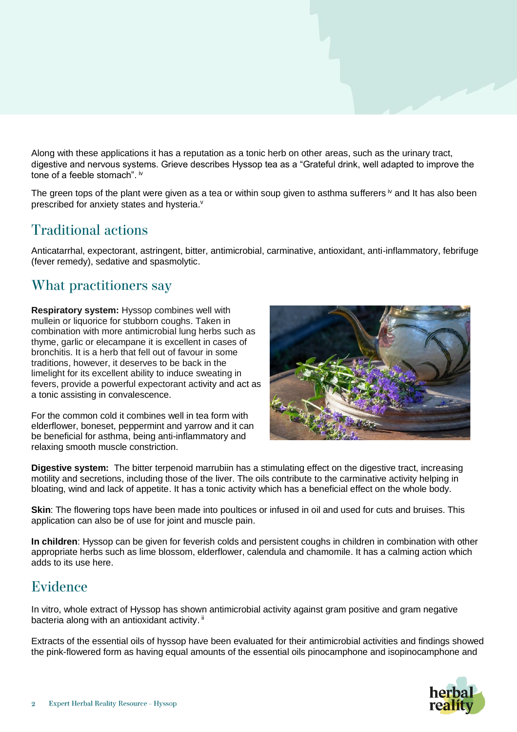Along with these applications it has a reputation as a tonic herb on other areas, such as the urinary tract, digestive and nervous systems. Grieve describes Hyssop tea as a "Grateful drink, well adapted to improve the tone of a feeble stomach". [iv]

The green tops of the plant were given as a tea or within soup given to asthma sufferers [iv] and It has also been prescribed for anxiety states and hysteria.[v]

## Traditional actions

Anticatarrhal, expectorant, astringent, bitter, antimicrobial, carminative, antioxidant, anti-inflammatory, febrifuge (fever remedy), sedative and spasmolytic.

## What practitioners say

**Respiratory system:** Hyssop combines well with mullein or liquorice for stubborn coughs. Taken in combination with more antimicrobial lung herbs such as thyme, garlic or elecampane it is excellent in cases of bronchitis. It is a herb that fell out of favour in some traditions, however, it deserves to be back in the limelight for its excellent ability to induce sweating in fevers, provide a powerful expectorant activity and act as a tonic assisting in convalescence.

For the common cold it combines well in tea form with elderflower, boneset, peppermint and yarrow and it can be beneficial for asthma, being anti-inflammatory and relaxing smooth muscle constriction.

**Digestive system:** The bitter terpenoid marrubiin has a stimulating effect on the digestive tract, increasing motility and secretions, including those of the liver. The oils contribute to the carminative activity helping in bloating, wind and lack of appetite. It has a tonic activity which has a beneficial effect on the whole body.

**Skin**: The flowering tops have been made into poultices or infused in oil and used for cuts and bruises. This application can also be of use for joint and muscle pain.

**In children**: Hyssop can be given for feverish colds and persistent coughs in children in combination with other appropriate herbs such as lime blossom, elderflower, calendula and chamomile. It has a calming action which adds to its use here.

## Evidence

In vitro, whole extract of Hyssop has shown antimicrobial activity against gram positive and gram negative bacteria along with an antioxidant activity. [ii]

Extracts of the essential oils of hyssop have been evaluated for their antimicrobial activities and findings showed the pink-flowered form as having equal amounts of the essential oils pinocamphone and isopinocamphone and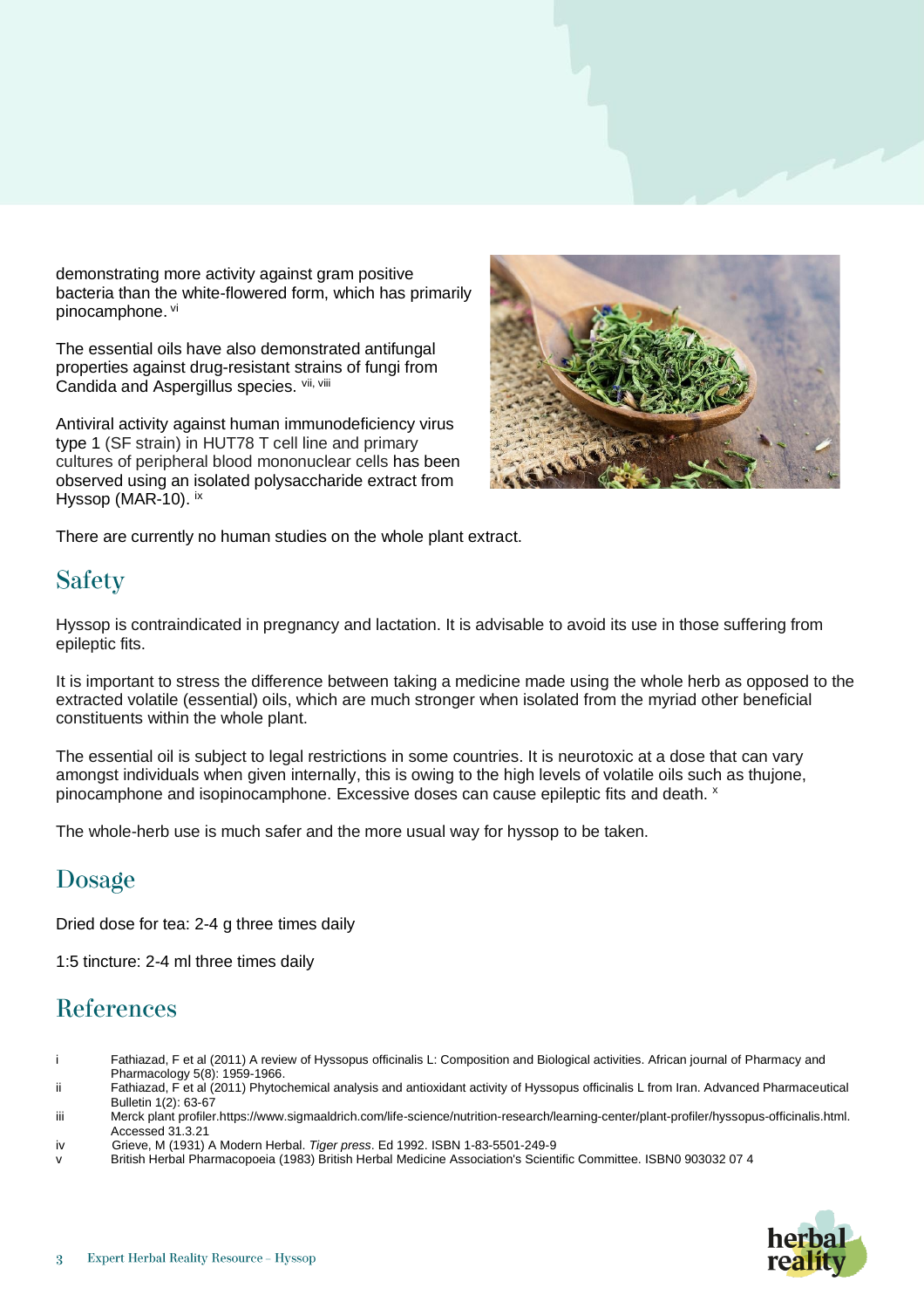demonstrating more activity against gram positive bacteria than the white-flowered form, which has primarily pinocamphone. [vi]

The essential oils have also demonstrated antifungal properties against drug-resistant strains of fungi from Candida and Aspergillus species. [vii, viii]

Antiviral activity against human immunodeficiency virus type 1 (SF strain) in HUT78 T cell line and primary cultures of peripheral blood mononuclear cells has been observed using an isolated polysaccharide extract from Hyssop (MAR-10). [ix]

There are currently no human studies on the whole plant extract.

## Safety

Hyssop is contraindicated in pregnancy and lactation. It is advisable to avoid its use in those suffering from epileptic fits.

It is important to stress the difference between taking a medicine made using the whole herb as opposed to the extracted volatile (essential) oils, which are much stronger when isolated from the myriad other beneficial constituents within the whole plant.

The essential oil is subject to legal restrictions in some countries. It is neurotoxic at a dose that can vary amongst individuals when given internally, this is owing to the high levels of volatile oils such as thujone, pinocamphone and isopinocamphone. Excessive doses can cause epileptic fits and death. [x]

The whole-herb use is much safer and the more usual way for hyssop to be taken.

## Dosage

Dried dose for tea: 2-4 g three times daily

1:5 tincture: 2-4 ml three times daily

## References

- i Fathiazad, F et al (2011) A review of Hyssopus officinalis L: Composition and Biological activities. African journal of Pharmacy and Pharmacology 5(8): 1959-1966.
- ii Fathiazad, F et al (2011) Phytochemical analysis and antioxidant activity of Hyssopus officinalis L from Iran. Advanced Pharmaceutical Bulletin 1(2): 63-67
- iii Merck plant profiler.https://www.sigmaaldrich.com/life-science/nutrition-research/learning-center/plant-profiler/hyssopus-officinalis.html. Accessed 31.3.21
- iv Grieve, M (1931) A Modern Herbal. *Tiger press*. Ed 1992. ISBN 1-83-5501-249-9
- v British Herbal Pharmacopoeia (1983) British Herbal Medicine Association's Scientific Committee. ISBN0 903032 07 4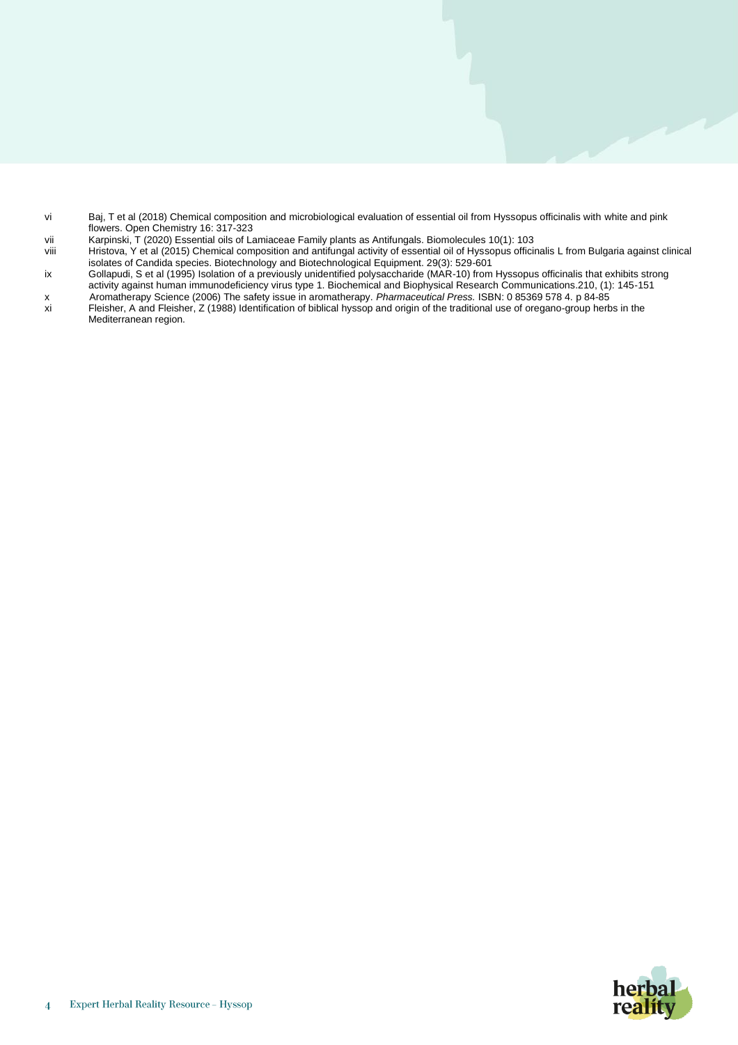vi Baj, T et al (2018) Chemical composition and microbiological evaluation of essential oil from Hyssopus officinalis with white and pink flowers. Open Chemistry 16: 317-323

vii Karpinski, T (2020) Essential oils of Lamiaceae Family plants as Antifungals. Biomolecules 10(1): 103

viii Hristova, Y et al (2015) Chemical composition and antifungal activity of essential oil of Hyssopus officinalis L from Bulgaria against clinical isolates of Candida species. Biotechnology and Biotechnological Equipment. 29(3): 529-601

ix Gollapudi, S et al (1995) Isolation of a previously unidentified polysaccharide (MAR-10) from Hyssopus officinalis that exhibits strong activity against human immunodeficiency virus type 1. Biochemical and Biophysical Research Communications.210, (1): 145-151

x Aromatherapy Science (2006) The safety issue in aromatherapy. *Pharmaceutical Press.* ISBN: 0 85369 578 4. p 84-85

xi Fleisher, A and Fleisher, Z (1988) Identification of biblical hyssop and origin of the traditional use of oregano-group herbs in the Mediterranean region.